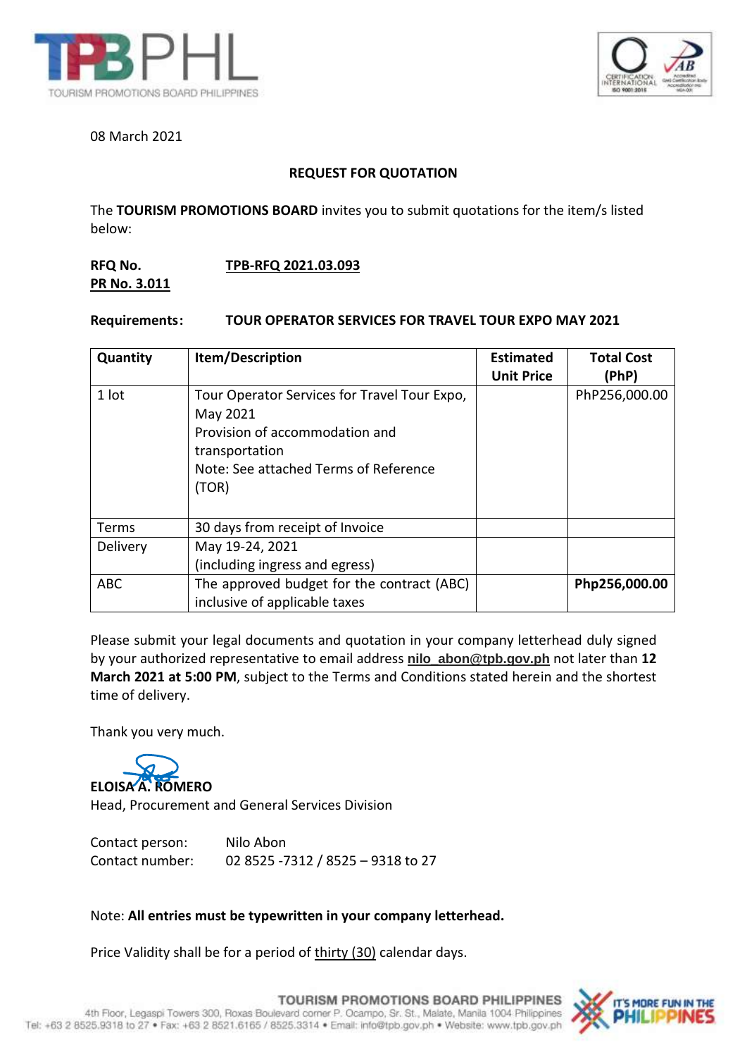08 March 2021

**REQUEST FOR QUOTATION**

The **TOURISM PROMOTIONS BOARD** invites you to submit quotations for the item/s listed below:

**RFQ No.** **TPB-RFQ 2021.03.093**
**PR No. 3.011**

**Requirements:** **TOUR OPERATOR SERVICES FOR TRAVEL TOUR EXPO MAY 2021**

| Quantity | Item/Description | Estimated Unit Price | Total Cost (PhP) |
|---|---|---|---|
| 1 lot | Tour Operator Services for Travel Tour Expo, May 2021<br>Provision of accommodation and transportation<br>Note: See attached Terms of Reference (TOR) | | PhP256,000.00 |
| Terms | 30 days from receipt of Invoice | | |
| Delivery | May 19-24, 2021<br>(including ingress and egress) | | |
| ABC | The approved budget for the contract (ABC) inclusive of applicable taxes | | **Php256,000.00** |

Please submit your legal documents and quotation in your company letterhead duly signed by your authorized representative to email address nilo_abon@tpb.gov.ph not later than **12 March 2021 at 5:00 PM**, subject to the Terms and Conditions stated herein and the shortest time of delivery.

Thank you very much.

**ELOISA A. ROMERO**
Head, Procurement and General Services Division

Contact person: Nilo Abon
Contact number: 02 8525 -7312 / 8525 – 9318 to 27

Note: **All entries must be typewritten in your company letterhead.**

Price Validity shall be for a period of thirty (30) calendar days.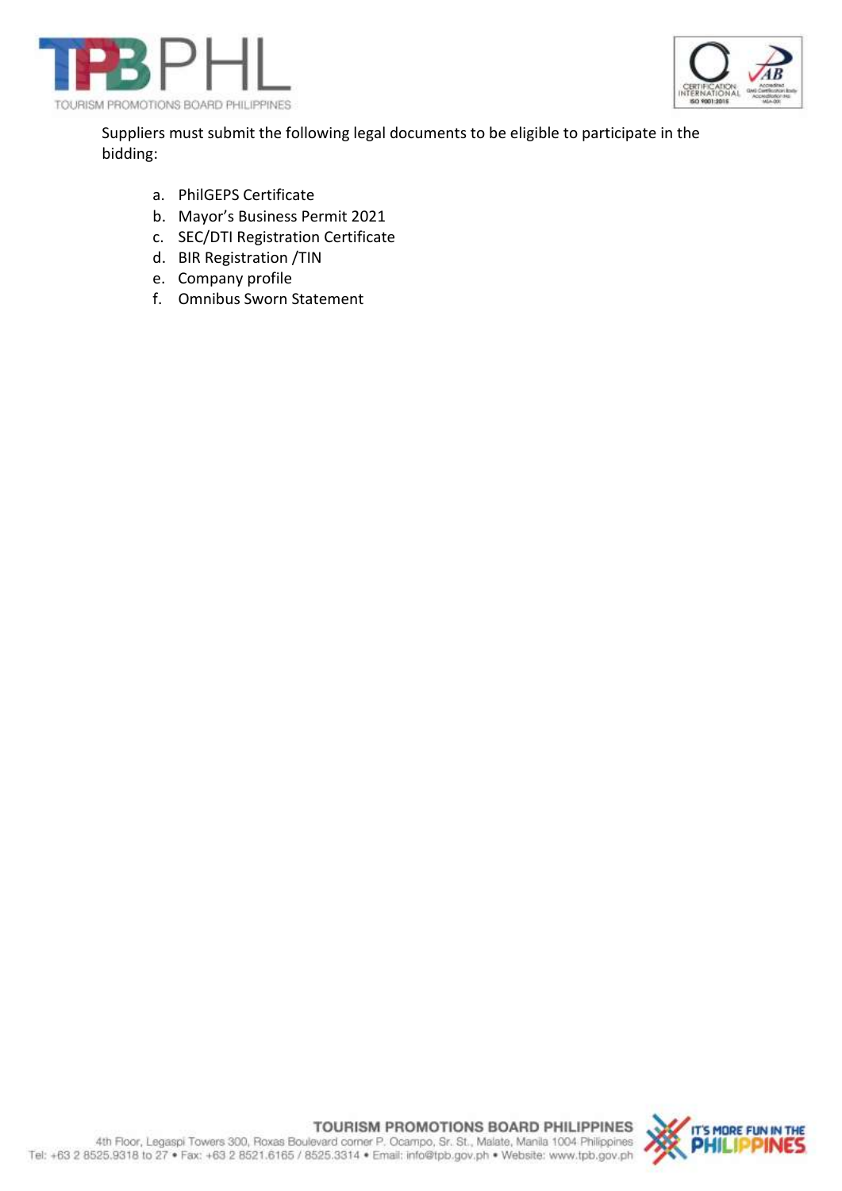Suppliers must submit the following legal documents to be eligible to participate in the bidding:

a. PhilGEPS Certificate
b. Mayor's Business Permit 2021
c. SEC/DTI Registration Certificate
d. BIR Registration /TIN
e. Company profile
f. Omnibus Sworn Statement